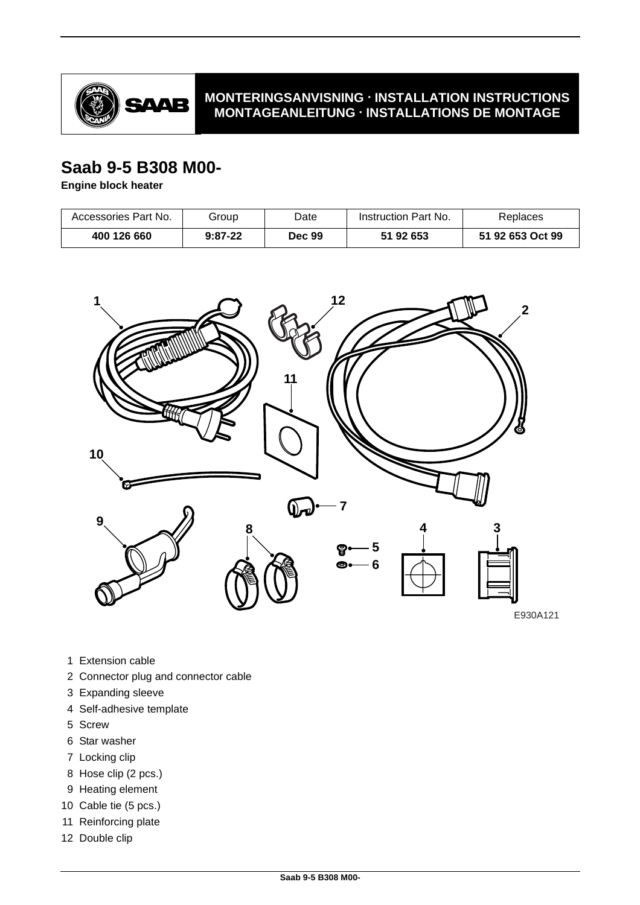MONTERINGSANVISNING · INSTALLATION INSTRUCTIONS
MONTAGEANLEITUNG · INSTALLATIONS DE MONTAGE

# Saab 9-5 B308 M00-

**Engine block heater**

| Accessories Part No. | Group | Date | Instruction Part No. | Replaces |
|---|---|---|---|---|
| **400 126 660** | **9:87-22** | **Dec 99** | **51 92 653** | **51 92 653 Oct 99** |

E930A121

1. Extension cable
2. Connector plug and connector cable
3. Expanding sleeve
4. Self-adhesive template
5. Screw
6. Star washer
7. Locking clip
8. Hose clip (2 pcs.)
9. Heating element
10. Cable tie (5 pcs.)
11. Reinforcing plate
12. Double clip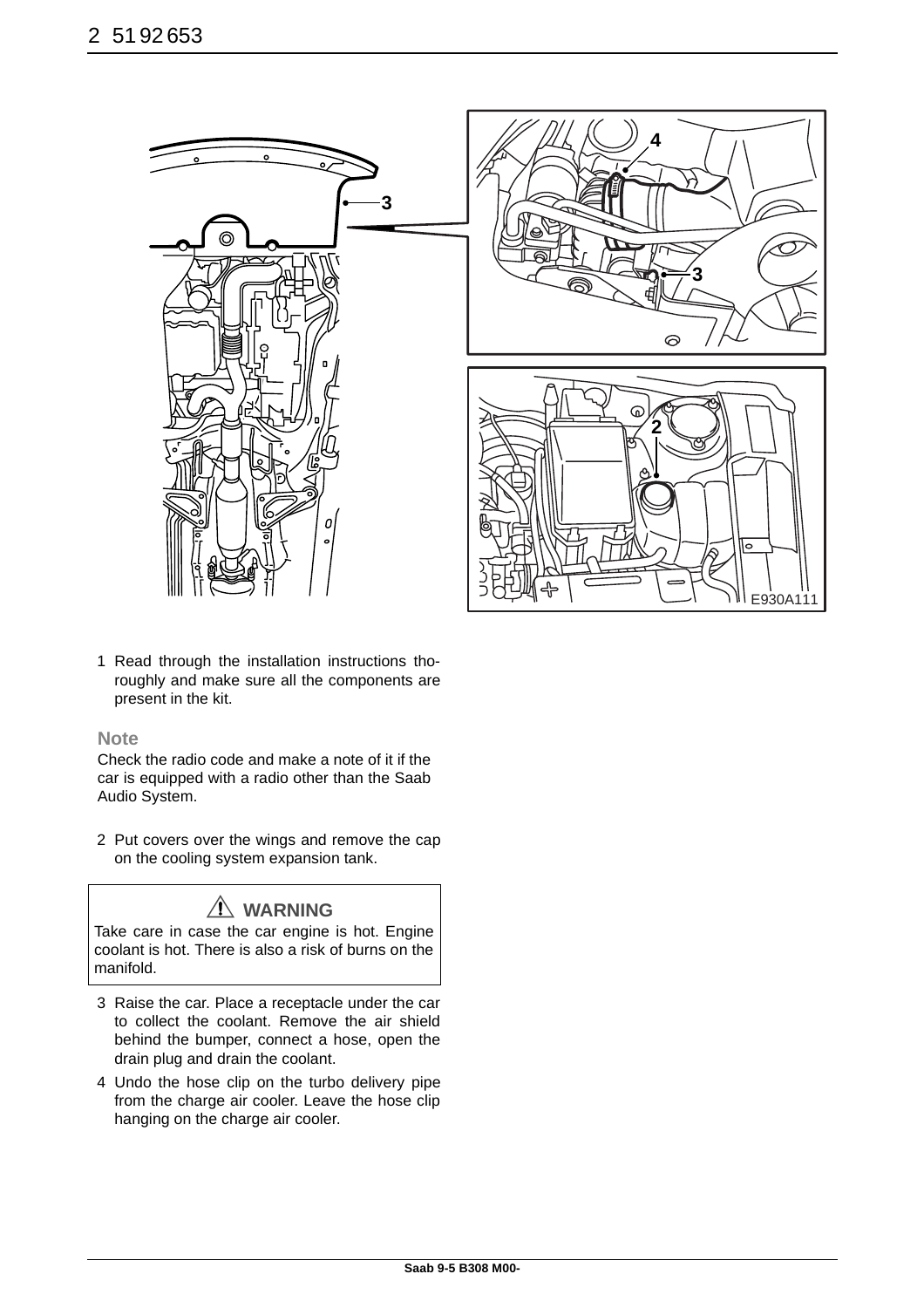1 Read through the installation instructions thoroughly and make sure all the components are present in the kit.

**Note**

Check the radio code and make a note of it if the car is equipped with a radio other than the Saab Audio System.

2 Put covers over the wings and remove the cap on the cooling system expansion tank.

> ⚠ **WARNING**
>
> Take care in case the car engine is hot. Engine coolant is hot. There is also a risk of burns on the manifold.

3 Raise the car. Place a receptacle under the car to collect the coolant. Remove the air shield behind the bumper, connect a hose, open the drain plug and drain the coolant.

4 Undo the hose clip on the turbo delivery pipe from the charge air cooler. Leave the hose clip hanging on the charge air cooler.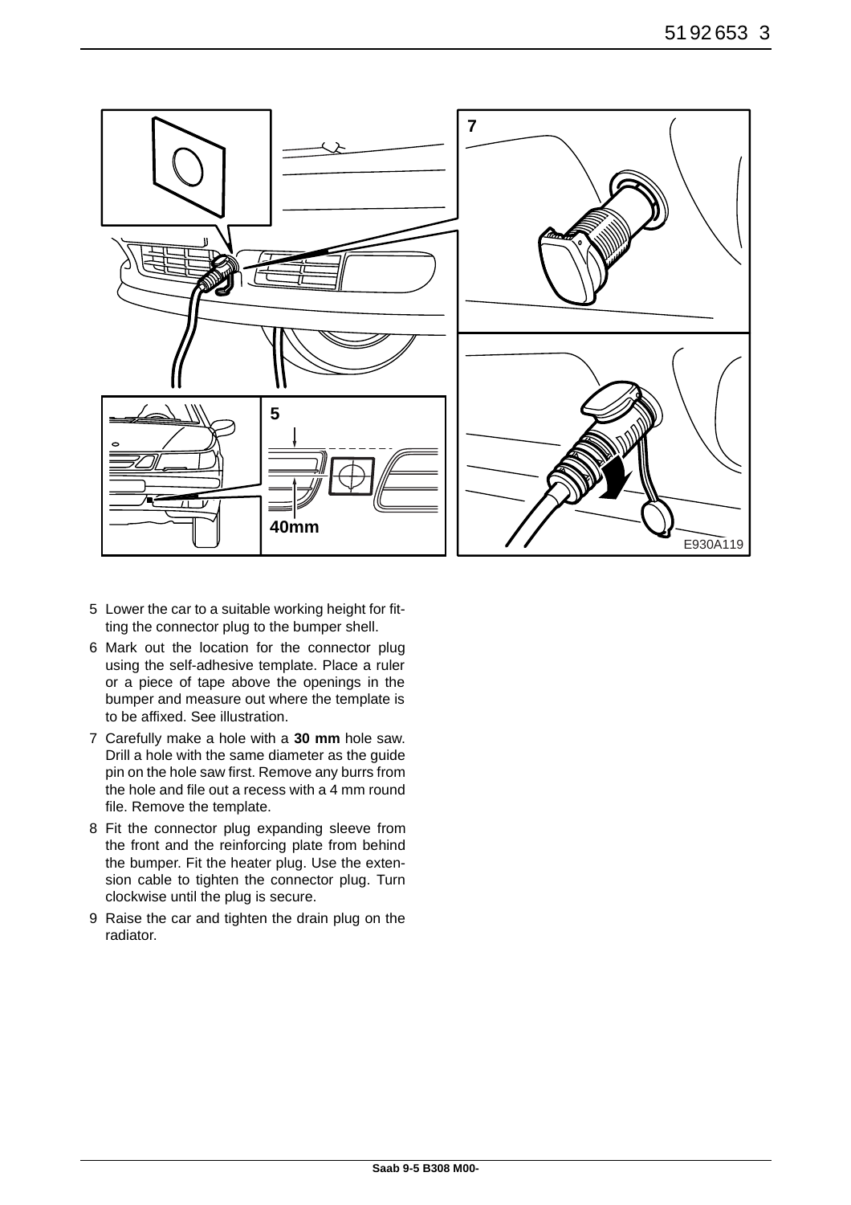5 Lower the car to a suitable working height for fitting the connector plug to the bumper shell.

6 Mark out the location for the connector plug using the self-adhesive template. Place a ruler or a piece of tape above the openings in the bumper and measure out where the template is to be affixed. See illustration.

7 Carefully make a hole with a **30 mm** hole saw. Drill a hole with the same diameter as the guide pin on the hole saw first. Remove any burrs from the hole and file out a recess with a 4 mm round file. Remove the template.

8 Fit the connector plug expanding sleeve from the front and the reinforcing plate from behind the bumper. Fit the heater plug. Use the extension cable to tighten the connector plug. Turn clockwise until the plug is secure.

9 Raise the car and tighten the drain plug on the radiator.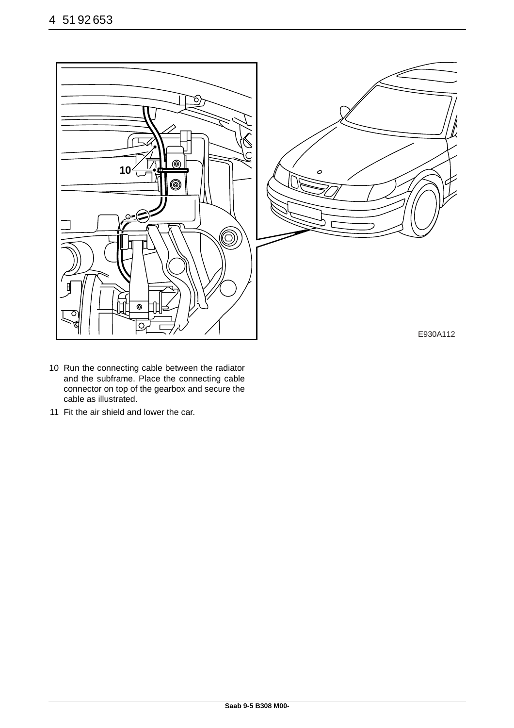10 Run the connecting cable between the radiator and the subframe. Place the connecting cable connector on top of the gearbox and secure the cable as illustrated.

11 Fit the air shield and lower the car.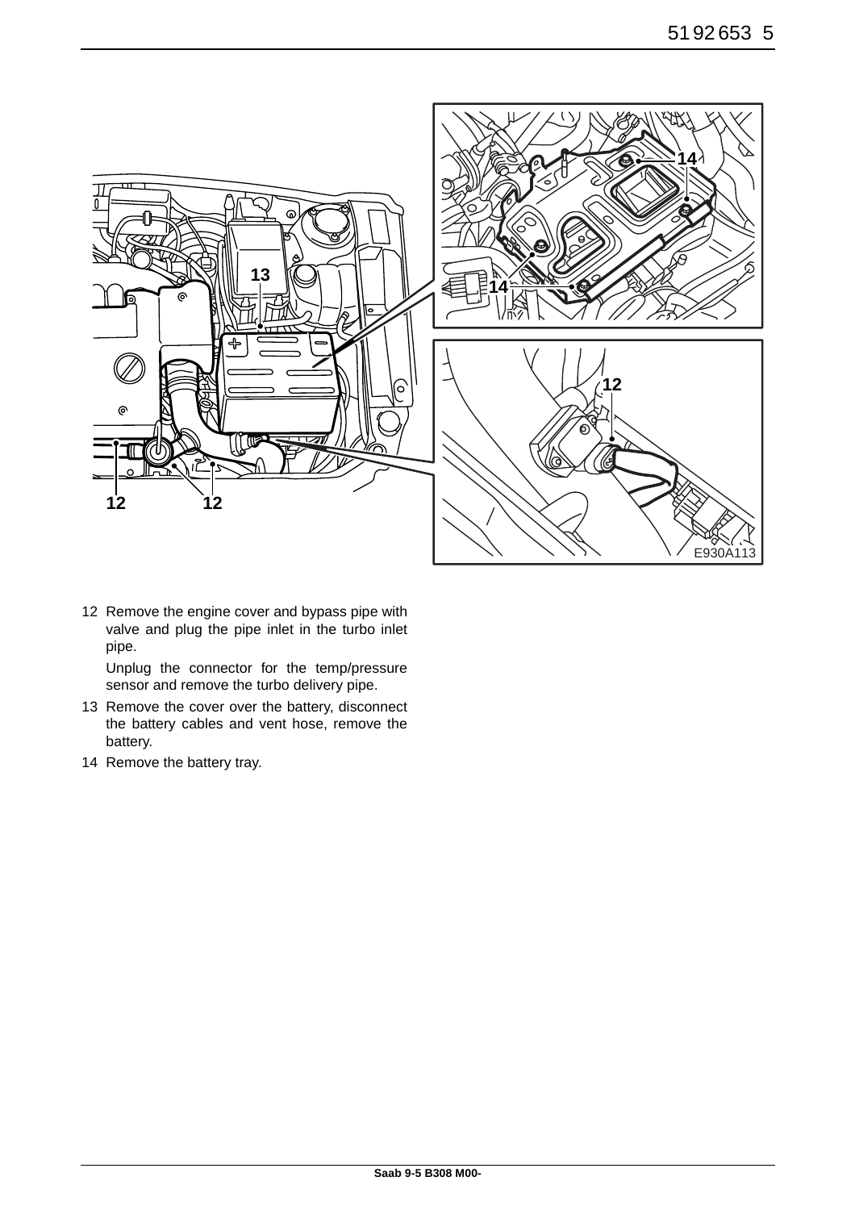12 Remove the engine cover and bypass pipe with valve and plug the pipe inlet in the turbo inlet pipe.

   Unplug the connector for the temp/pressure sensor and remove the turbo delivery pipe.

13 Remove the cover over the battery, disconnect the battery cables and vent hose, remove the battery.

14 Remove the battery tray.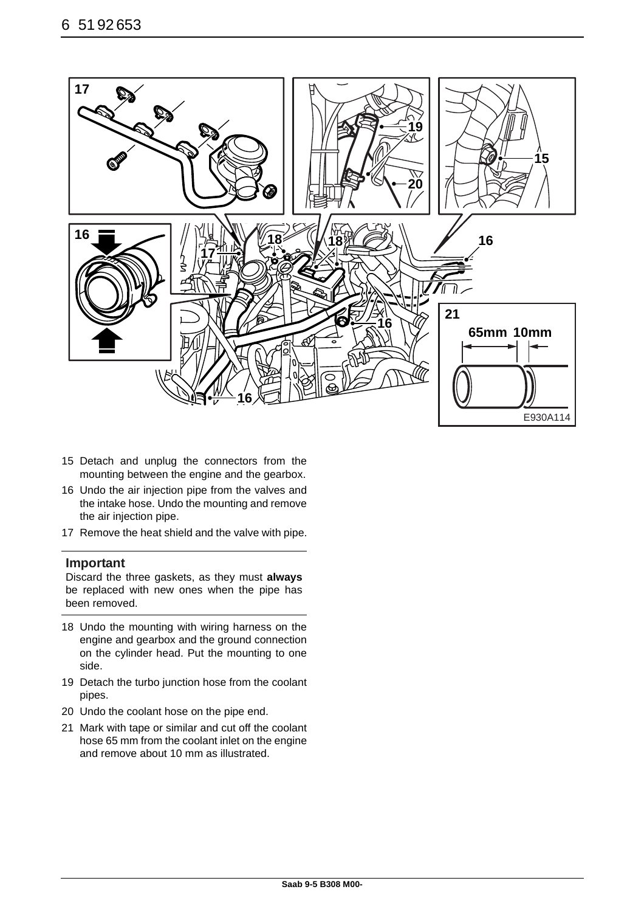15 Detach and unplug the connectors from the mounting between the engine and the gearbox.

16 Undo the air injection pipe from the valves and the intake hose. Undo the mounting and remove the air injection pipe.

17 Remove the heat shield and the valve with pipe.

**Important**

Discard the three gaskets, as they must **always** be replaced with new ones when the pipe has been removed.

18 Undo the mounting with wiring harness on the engine and gearbox and the ground connection on the cylinder head. Put the mounting to one side.

19 Detach the turbo junction hose from the coolant pipes.

20 Undo the coolant hose on the pipe end.

21 Mark with tape or similar and cut off the coolant hose 65 mm from the coolant inlet on the engine and remove about 10 mm as illustrated.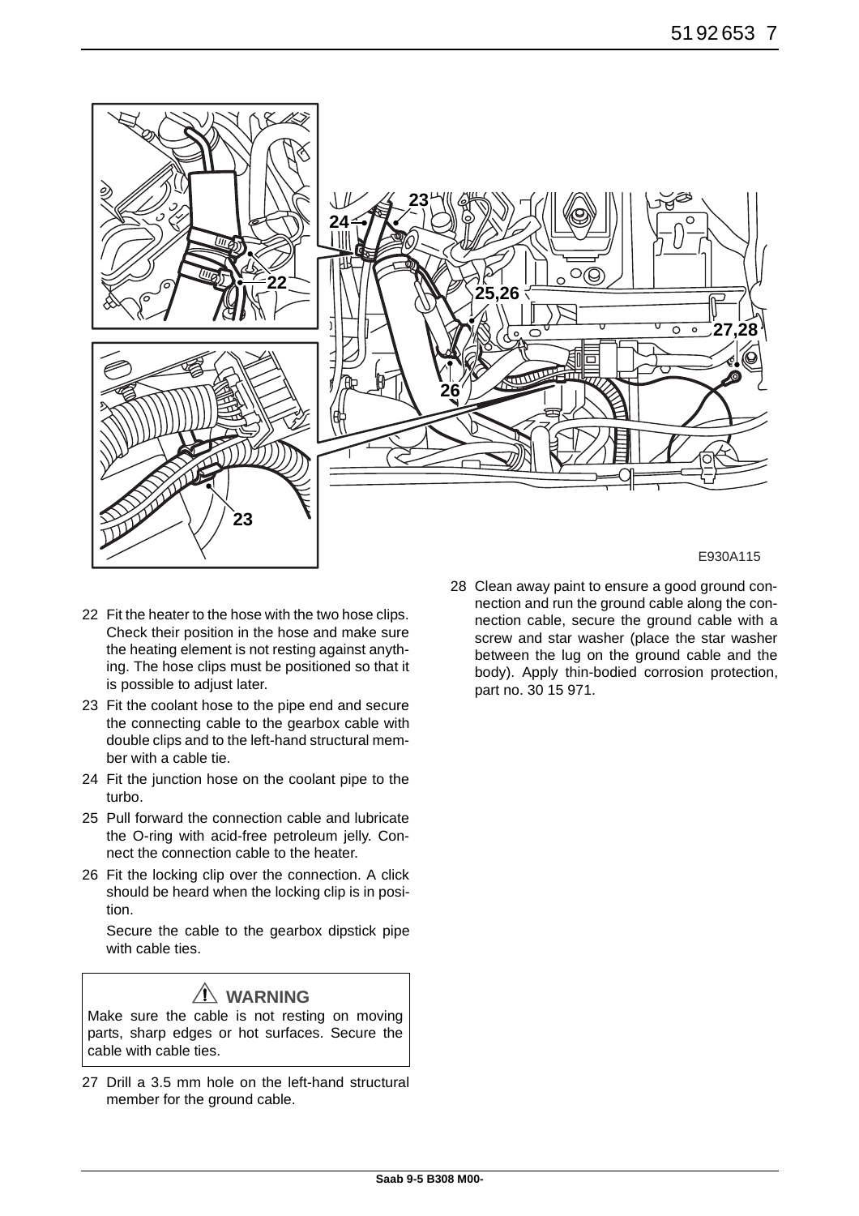E930A115

22 Fit the heater to the hose with the two hose clips. Check their position in the hose and make sure the heating element is not resting against anything. The hose clips must be positioned so that it is possible to adjust later.

23 Fit the coolant hose to the pipe end and secure the connecting cable to the gearbox cable with double clips and to the left-hand structural member with a cable tie.

24 Fit the junction hose on the coolant pipe to the turbo.

25 Pull forward the connection cable and lubricate the O-ring with acid-free petroleum jelly. Connect the connection cable to the heater.

26 Fit the locking clip over the connection. A click should be heard when the locking clip is in position.

Secure the cable to the gearbox dipstick pipe with cable ties.

> **⚠ WARNING**
>
> Make sure the cable is not resting on moving parts, sharp edges or hot surfaces. Secure the cable with cable ties.

27 Drill a 3.5 mm hole on the left-hand structural member for the ground cable.

28 Clean away paint to ensure a good ground connection and run the ground cable along the connection cable, secure the ground cable with a screw and star washer (place the star washer between the lug on the ground cable and the body). Apply thin-bodied corrosion protection, part no. 30 15 971.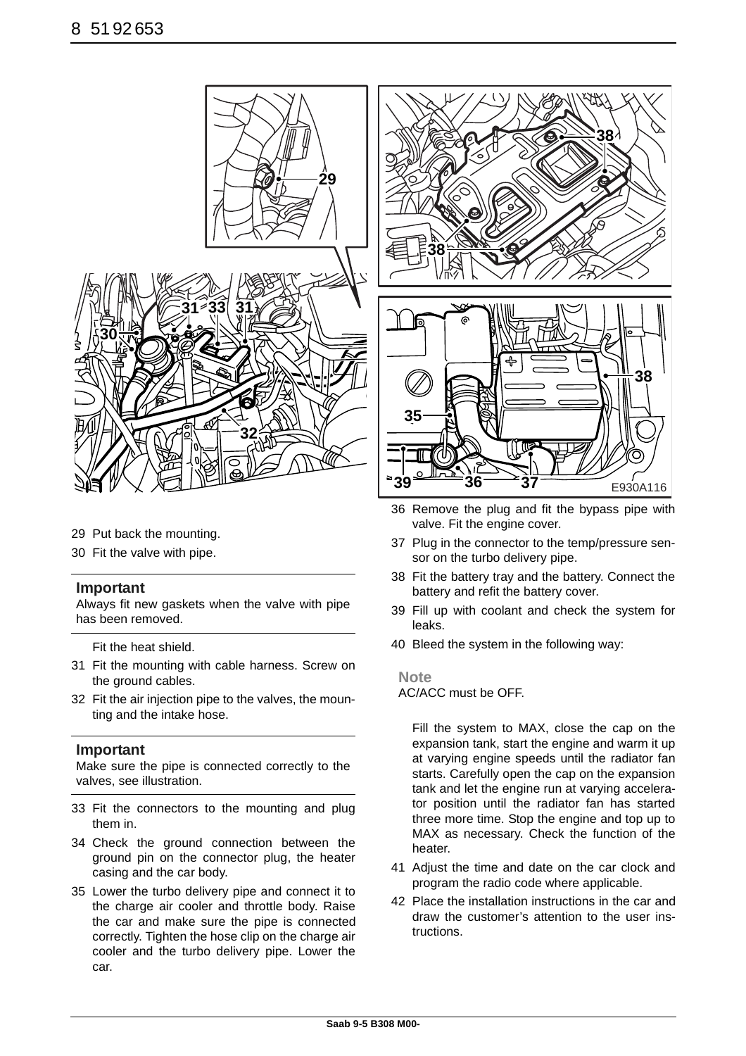29 Put back the mounting.

30 Fit the valve with pipe.

**Important**

Always fit new gaskets when the valve with pipe has been removed.

Fit the heat shield.

31 Fit the mounting with cable harness. Screw on the ground cables.

32 Fit the air injection pipe to the valves, the mounting and the intake hose.

**Important**

Make sure the pipe is connected correctly to the valves, see illustration.

33 Fit the connectors to the mounting and plug them in.

34 Check the ground connection between the ground pin on the connector plug, the heater casing and the car body.

35 Lower the turbo delivery pipe and connect it to the charge air cooler and throttle body. Raise the car and make sure the pipe is connected correctly. Tighten the hose clip on the charge air cooler and the turbo delivery pipe. Lower the car.

36 Remove the plug and fit the bypass pipe with valve. Fit the engine cover.

37 Plug in the connector to the temp/pressure sensor on the turbo delivery pipe.

38 Fit the battery tray and the battery. Connect the battery and refit the battery cover.

39 Fill up with coolant and check the system for leaks.

40 Bleed the system in the following way:

**Note**

AC/ACC must be OFF.

Fill the system to MAX, close the cap on the expansion tank, start the engine and warm it up at varying engine speeds until the radiator fan starts. Carefully open the cap on the expansion tank and let the engine run at varying accelerator position until the radiator fan has started three more time. Stop the engine and top up to MAX as necessary. Check the function of the heater.

41 Adjust the time and date on the car clock and program the radio code where applicable.

42 Place the installation instructions in the car and draw the customer's attention to the user instructions.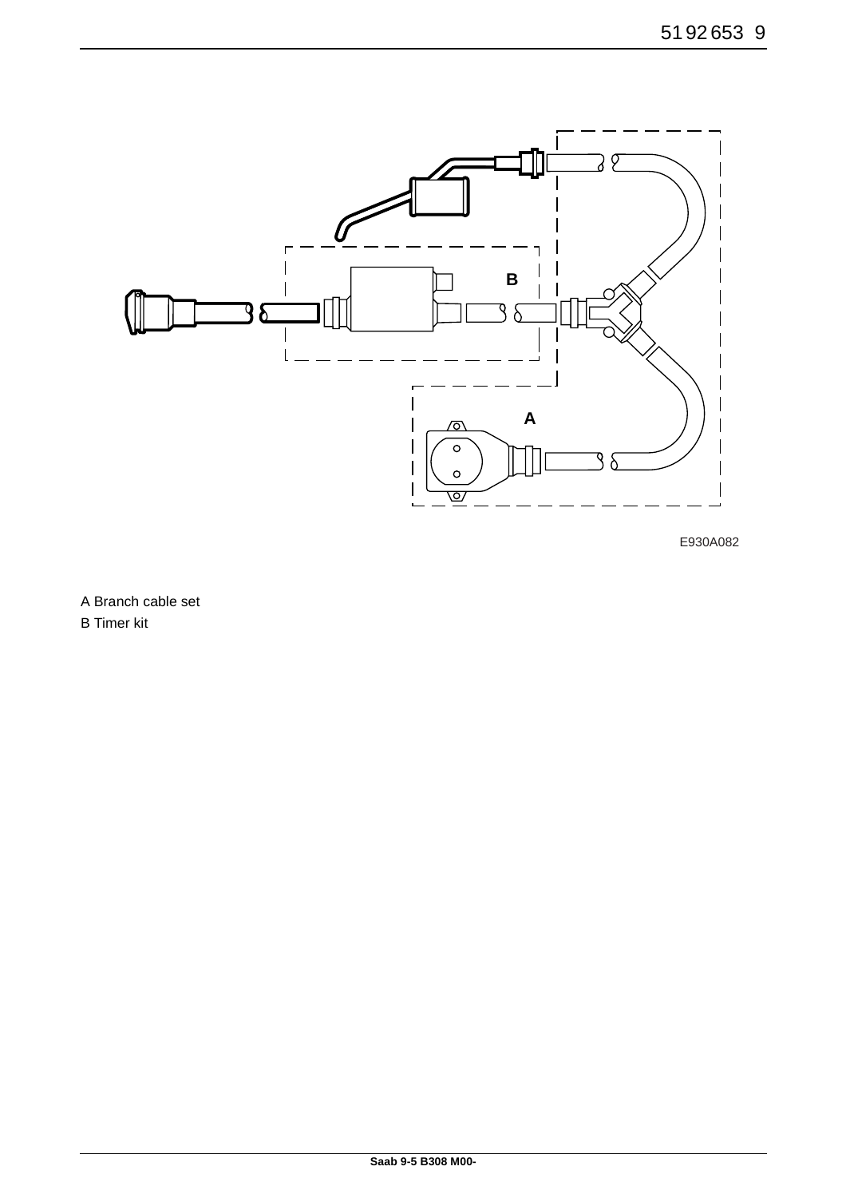E930A082

A Branch cable set

B Timer kit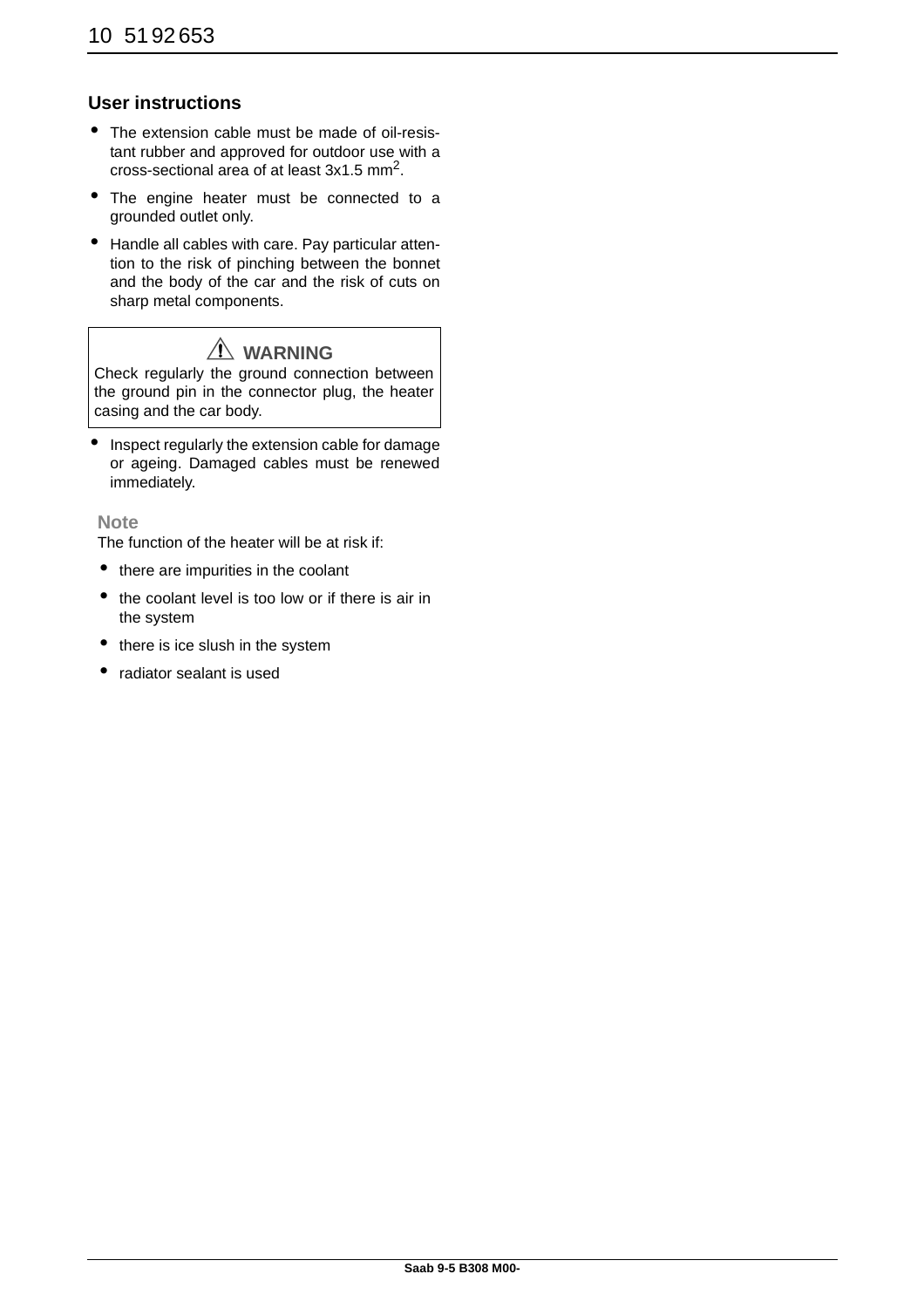## User instructions

- The extension cable must be made of oil-resistant rubber and approved for outdoor use with a cross-sectional area of at least 3x1.5 $mm^2$.
- The engine heater must be connected to a grounded outlet only.
- Handle all cables with care. Pay particular attention to the risk of pinching between the bonnet and the body of the car and the risk of cuts on sharp metal components.

> ⚠ **WARNING**
>
> Check regularly the ground connection between the ground pin in the connector plug, the heater casing and the car body.

- Inspect regularly the extension cable for damage or ageing. Damaged cables must be renewed immediately.

**Note**

The function of the heater will be at risk if:

- there are impurities in the coolant
- the coolant level is too low or if there is air in the system
- there is ice slush in the system
- radiator sealant is used